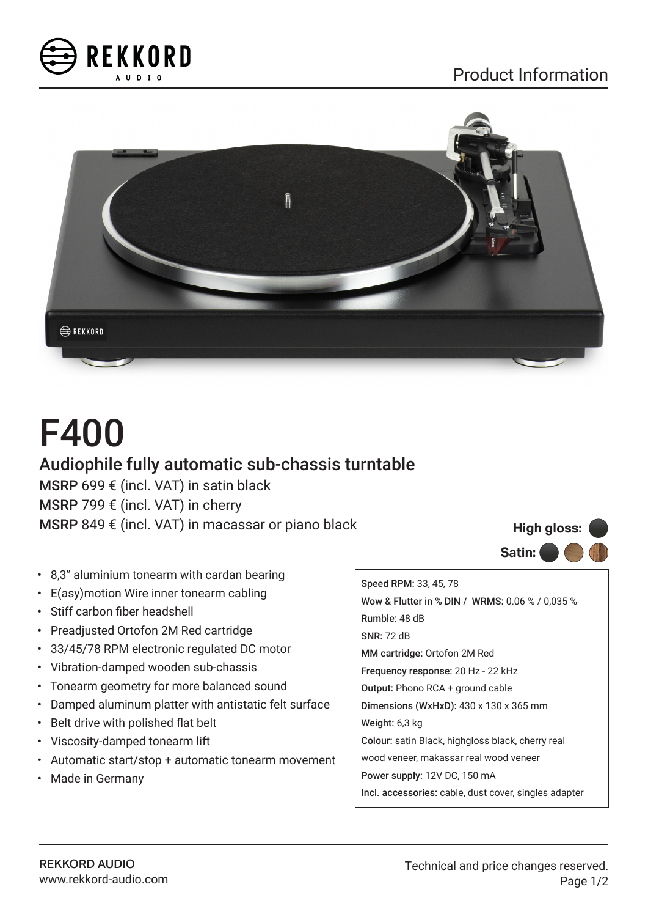REKKORD AUDIO

Product Information

# F400

## Audiophile fully automatic sub-chassis turntable

**MSRP** 699 € (incl. VAT) in satin black
**MSRP** 799 € (incl. VAT) in cherry
**MSRP** 849 € (incl. VAT) in macassar or piano black

**High gloss:**
**Satin:**

- 8,3" aluminium tonearm with cardan bearing
- E(asy)motion Wire inner tonearm cabling
- Stiff carbon fiber headshell
- Preadjusted Ortofon 2M Red cartridge
- 33/45/78 RPM electronic regulated DC motor
- Vibration-damped wooden sub-chassis
- Tonearm geometry for more balanced sound
- Damped aluminum platter with antistatic felt surface
- Belt drive with polished flat belt
- Viscosity-damped tonearm lift
- Automatic start/stop + automatic tonearm movement
- Made in Germany

**Speed RPM:** 33, 45, 78
**Wow & Flutter in % DIN / WRMS:** 0.06 % / 0,035 %
**Rumble:** 48 dB
**SNR:** 72 dB
**MM cartridge:** Ortofon 2M Red
**Frequency response:** 20 Hz - 22 kHz
**Output:** Phono RCA + ground cable
**Dimensions (WxHxD):** 430 x 130 x 365 mm
**Weight:** 6,3 kg
**Colour:** satin Black, highgloss black, cherry real wood veneer, makassar real wood veneer
**Power supply:** 12V DC, 150 mA
**Incl. accessories:** cable, dust cover, singles adapter

REKKORD AUDIO
www.rekkord-audio.com

Technical and price changes reserved.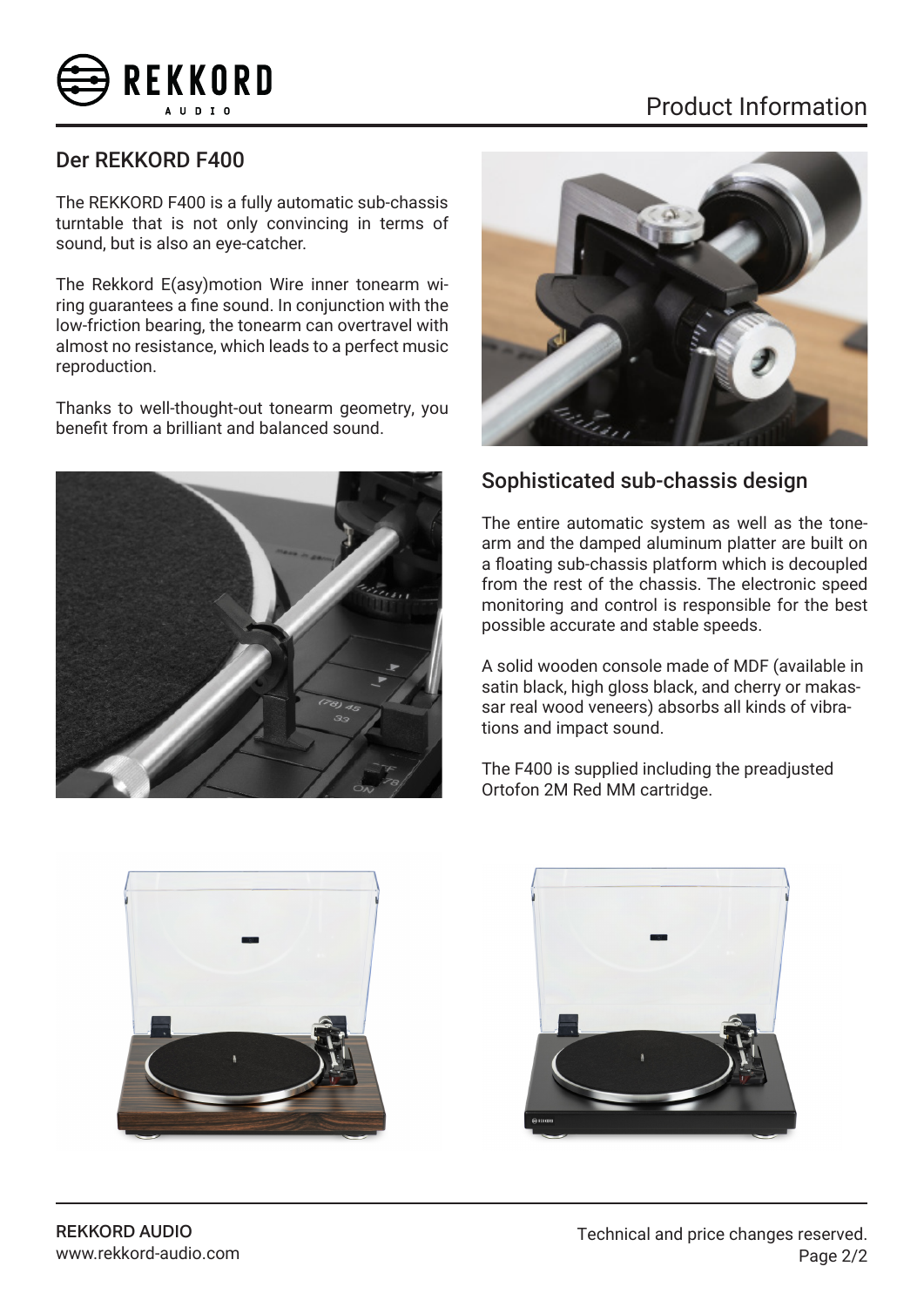## Der REKKORD F400

The REKKORD F400 is a fully automatic sub-chassis turntable that is not only convincing in terms of sound, but is also an eye-catcher.

The Rekkord E(asy)motion Wire inner tonearm wiring guarantees a fine sound. In conjunction with the low-friction bearing, the tonearm can overtravel with almost no resistance, which leads to a perfect music reproduction.

Thanks to well-thought-out tonearm geometry, you benefit from a brilliant and balanced sound.

## Sophisticated sub-chassis design

The entire automatic system as well as the tonearm and the damped aluminum platter are built on a floating sub-chassis platform which is decoupled from the rest of the chassis. The electronic speed monitoring and control is responsible for the best possible accurate and stable speeds.

A solid wooden console made of MDF (available in satin black, high gloss black, and cherry or makassar real wood veneers) absorbs all kinds of vibrations and impact sound.

The F400 is supplied including the preadjusted Ortofon 2M Red MM cartridge.

REKKORD AUDIO
www.rekkord-audio.com

Technical and price changes reserved.